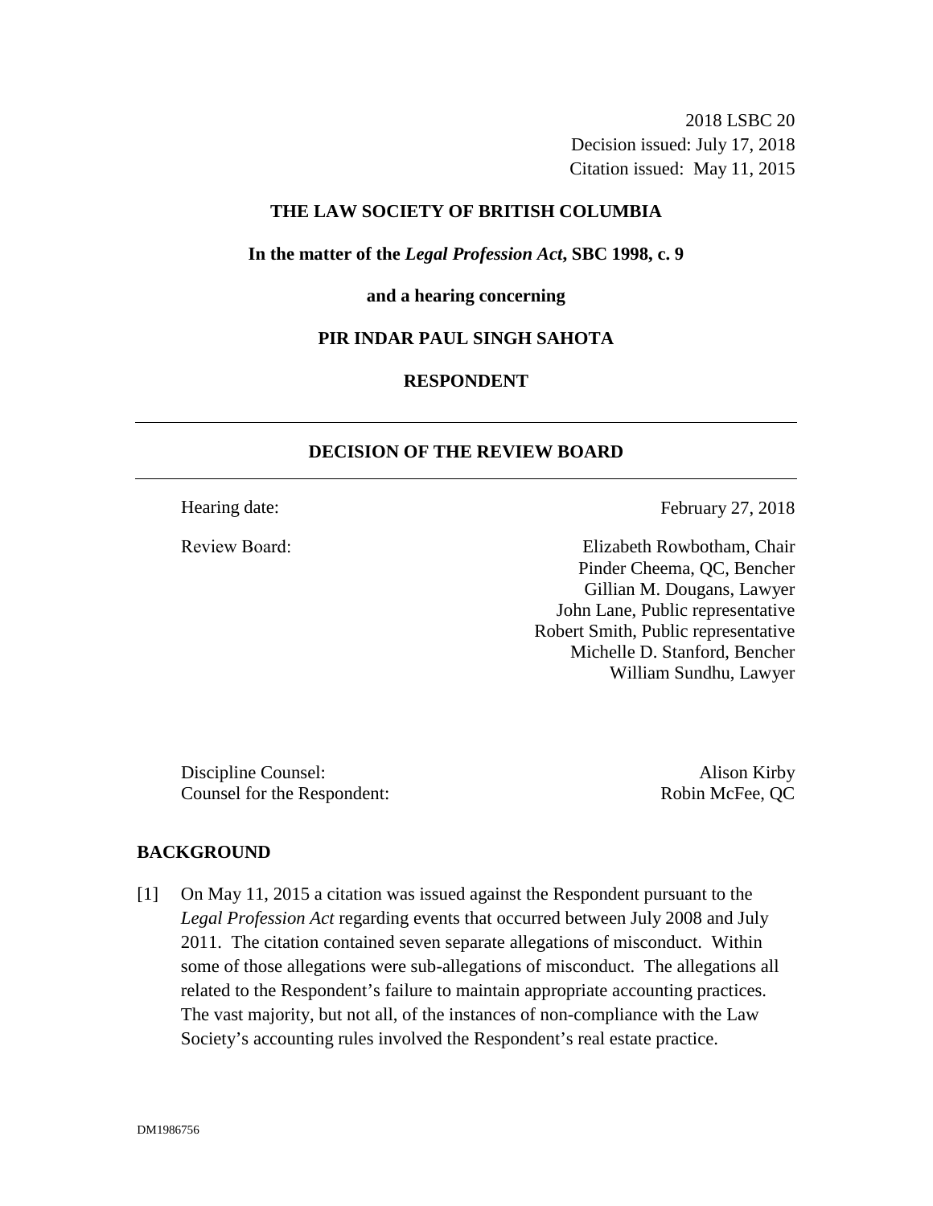2018 LSBC 20
Decision issued: July 17, 2018
Citation issued: May 11, 2015

**THE LAW SOCIETY OF BRITISH COLUMBIA**

**In the matter of the *Legal Profession Act*, SBC 1998, c. 9**

**and a hearing concerning**

**PIR INDAR PAUL SINGH SAHOTA**

**RESPONDENT**

---

## DECISION OF THE REVIEW BOARD

---

Hearing date: February 27, 2018

Review Board: Elizabeth Rowbotham, Chair
Pinder Cheema, QC, Bencher
Gillian M. Dougans, Lawyer
John Lane, Public representative
Robert Smith, Public representative
Michelle D. Stanford, Bencher
William Sundhu, Lawyer

Discipline Counsel: Alison Kirby
Counsel for the Respondent: Robin McFee, QC

## BACKGROUND

[1] On May 11, 2015 a citation was issued against the Respondent pursuant to the *Legal Profession Act* regarding events that occurred between July 2008 and July 2011. The citation contained seven separate allegations of misconduct. Within some of those allegations were sub-allegations of misconduct. The allegations all related to the Respondent's failure to maintain appropriate accounting practices. The vast majority, but not all, of the instances of non-compliance with the Law Society's accounting rules involved the Respondent's real estate practice.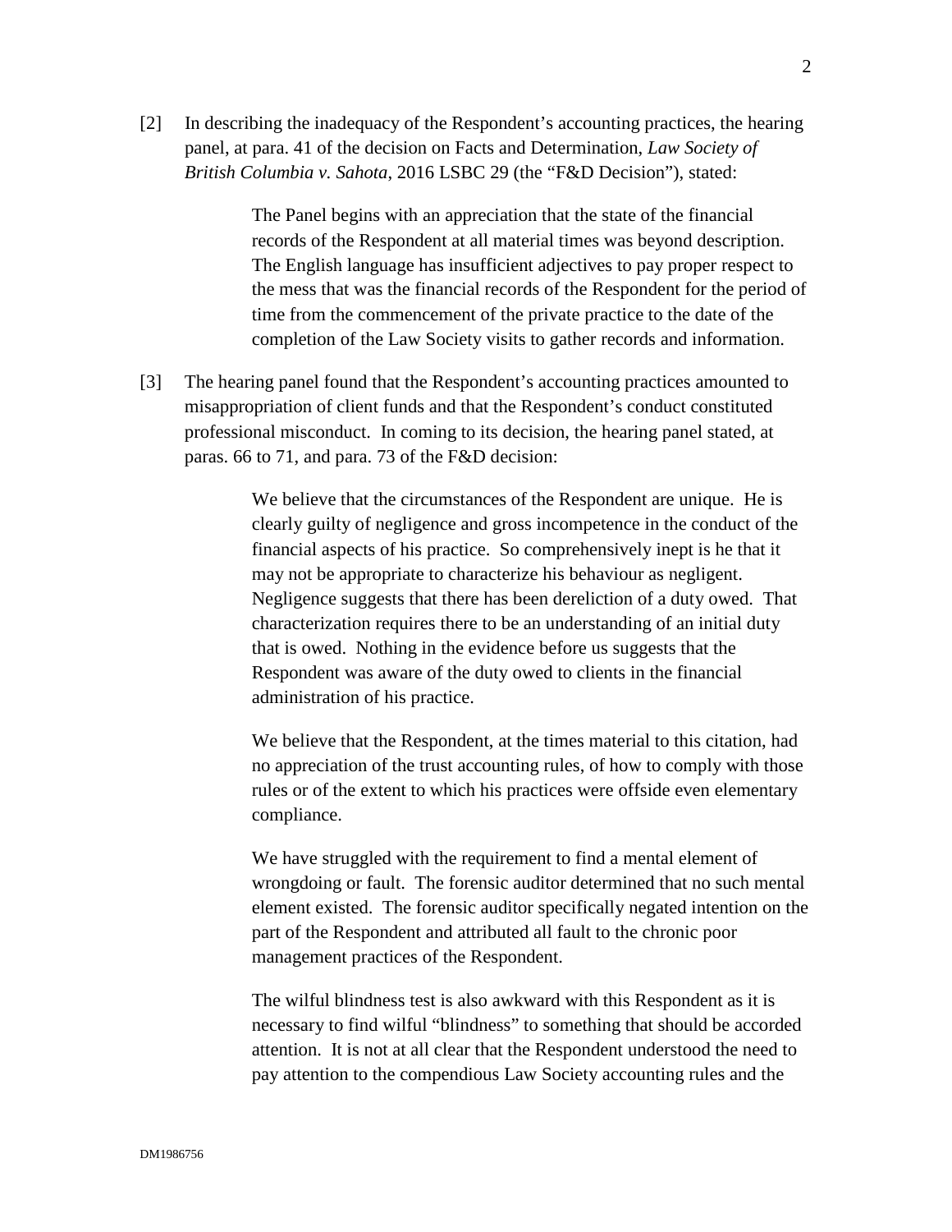[2] In describing the inadequacy of the Respondent's accounting practices, the hearing panel, at para. 41 of the decision on Facts and Determination, *Law Society of British Columbia v. Sahota*, 2016 LSBC 29 (the "F&D Decision"), stated:

> The Panel begins with an appreciation that the state of the financial records of the Respondent at all material times was beyond description. The English language has insufficient adjectives to pay proper respect to the mess that was the financial records of the Respondent for the period of time from the commencement of the private practice to the date of the completion of the Law Society visits to gather records and information.

[3] The hearing panel found that the Respondent's accounting practices amounted to misappropriation of client funds and that the Respondent's conduct constituted professional misconduct. In coming to its decision, the hearing panel stated, at paras. 66 to 71, and para. 73 of the F&D decision:

> We believe that the circumstances of the Respondent are unique. He is clearly guilty of negligence and gross incompetence in the conduct of the financial aspects of his practice. So comprehensively inept is he that it may not be appropriate to characterize his behaviour as negligent. Negligence suggests that there has been dereliction of a duty owed. That characterization requires there to be an understanding of an initial duty that is owed. Nothing in the evidence before us suggests that the Respondent was aware of the duty owed to clients in the financial administration of his practice.
>
> We believe that the Respondent, at the times material to this citation, had no appreciation of the trust accounting rules, of how to comply with those rules or of the extent to which his practices were offside even elementary compliance.
>
> We have struggled with the requirement to find a mental element of wrongdoing or fault. The forensic auditor determined that no such mental element existed. The forensic auditor specifically negated intention on the part of the Respondent and attributed all fault to the chronic poor management practices of the Respondent.
>
> The wilful blindness test is also awkward with this Respondent as it is necessary to find wilful "blindness" to something that should be accorded attention. It is not at all clear that the Respondent understood the need to pay attention to the compendious Law Society accounting rules and the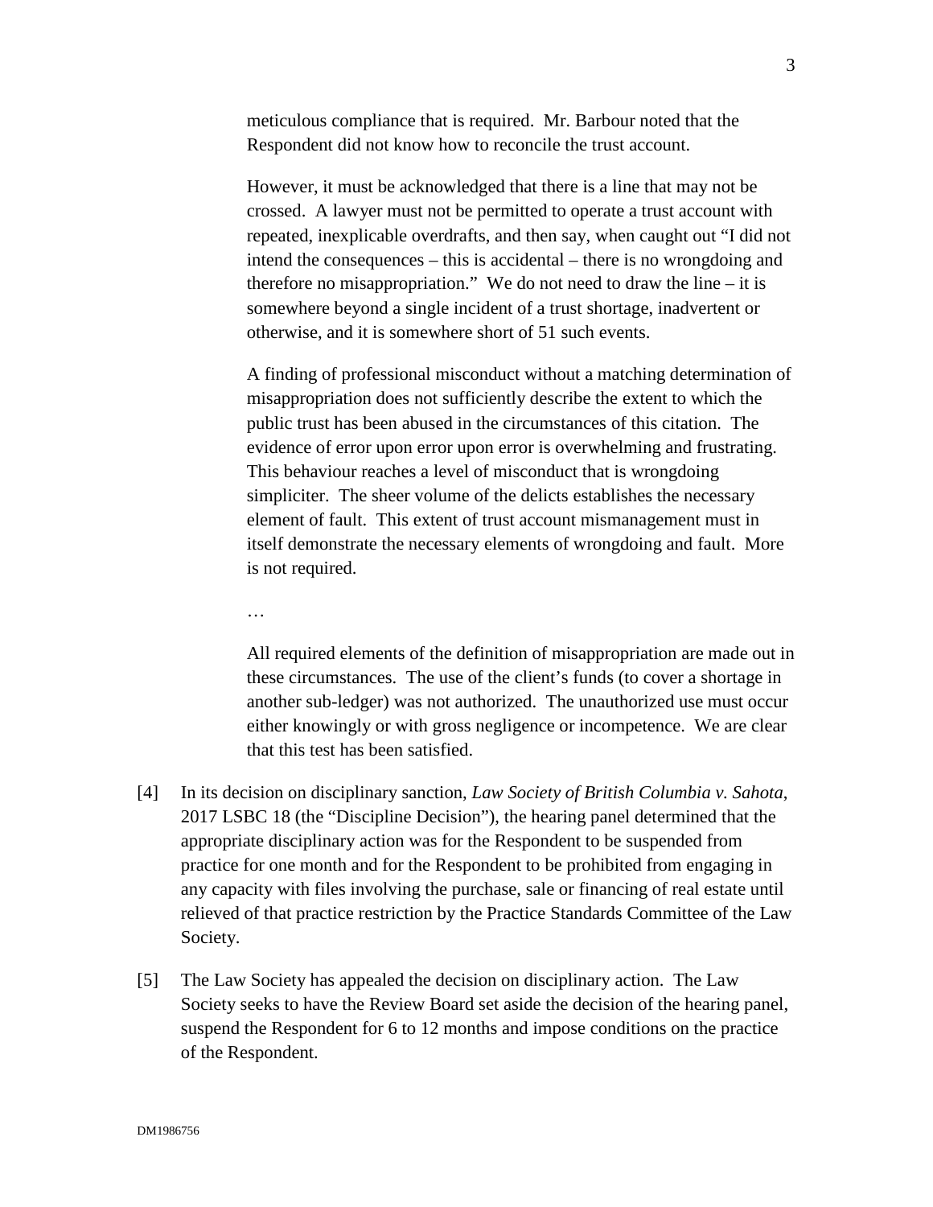> meticulous compliance that is required. Mr. Barbour noted that the Respondent did not know how to reconcile the trust account.
>
> However, it must be acknowledged that there is a line that may not be crossed. A lawyer must not be permitted to operate a trust account with repeated, inexplicable overdrafts, and then say, when caught out "I did not intend the consequences – this is accidental – there is no wrongdoing and therefore no misappropriation." We do not need to draw the line – it is somewhere beyond a single incident of a trust shortage, inadvertent or otherwise, and it is somewhere short of 51 such events.
>
> A finding of professional misconduct without a matching determination of misappropriation does not sufficiently describe the extent to which the public trust has been abused in the circumstances of this citation. The evidence of error upon error upon error is overwhelming and frustrating. This behaviour reaches a level of misconduct that is wrongdoing simpliciter. The sheer volume of the delicts establishes the necessary element of fault. This extent of trust account mismanagement must in itself demonstrate the necessary elements of wrongdoing and fault. More is not required.
>
> …
>
> All required elements of the definition of misappropriation are made out in these circumstances. The use of the client's funds (to cover a shortage in another sub-ledger) was not authorized. The unauthorized use must occur either knowingly or with gross negligence or incompetence. We are clear that this test has been satisfied.

[4] In its decision on disciplinary sanction, *Law Society of British Columbia v. Sahota*, 2017 LSBC 18 (the "Discipline Decision"), the hearing panel determined that the appropriate disciplinary action was for the Respondent to be suspended from practice for one month and for the Respondent to be prohibited from engaging in any capacity with files involving the purchase, sale or financing of real estate until relieved of that practice restriction by the Practice Standards Committee of the Law Society.

[5] The Law Society has appealed the decision on disciplinary action. The Law Society seeks to have the Review Board set aside the decision of the hearing panel, suspend the Respondent for 6 to 12 months and impose conditions on the practice of the Respondent.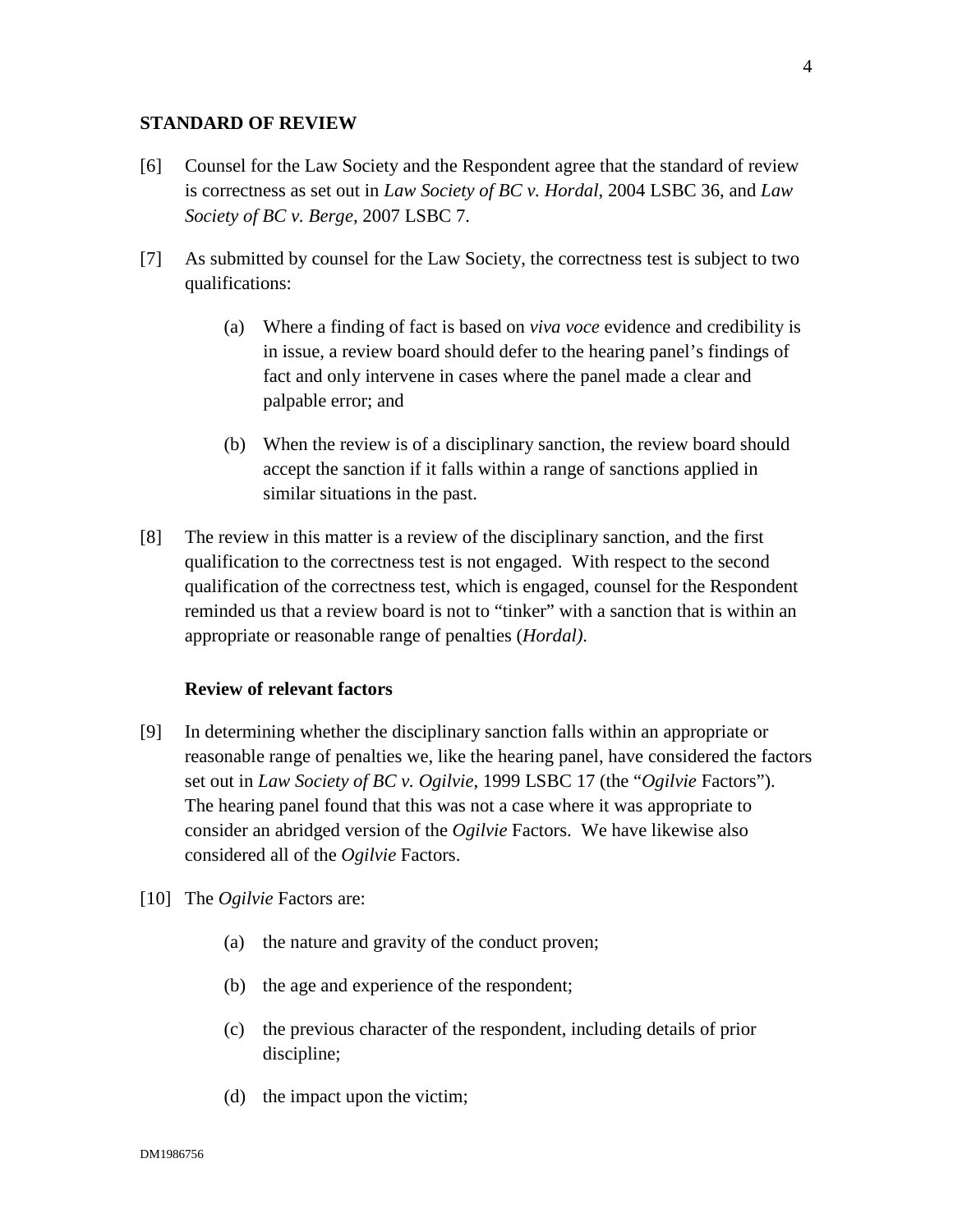## STANDARD OF REVIEW

[6] Counsel for the Law Society and the Respondent agree that the standard of review is correctness as set out in *Law Society of BC v. Hordal*, 2004 LSBC 36, and *Law Society of BC v. Berge*, 2007 LSBC 7.

[7] As submitted by counsel for the Law Society, the correctness test is subject to two qualifications:

(a) Where a finding of fact is based on *viva voce* evidence and credibility is in issue, a review board should defer to the hearing panel's findings of fact and only intervene in cases where the panel made a clear and palpable error; and

(b) When the review is of a disciplinary sanction, the review board should accept the sanction if it falls within a range of sanctions applied in similar situations in the past.

[8] The review in this matter is a review of the disciplinary sanction, and the first qualification to the correctness test is not engaged. With respect to the second qualification of the correctness test, which is engaged, counsel for the Respondent reminded us that a review board is not to "tinker" with a sanction that is within an appropriate or reasonable range of penalties (*Hordal)*.

### Review of relevant factors

[9] In determining whether the disciplinary sanction falls within an appropriate or reasonable range of penalties we, like the hearing panel, have considered the factors set out in *Law Society of BC v. Ogilvie*, 1999 LSBC 17 (the "*Ogilvie* Factors"). The hearing panel found that this was not a case where it was appropriate to consider an abridged version of the *Ogilvie* Factors. We have likewise also considered all of the *Ogilvie* Factors.

[10] The *Ogilvie* Factors are:

(a) the nature and gravity of the conduct proven;

(b) the age and experience of the respondent;

(c) the previous character of the respondent, including details of prior discipline;

(d) the impact upon the victim;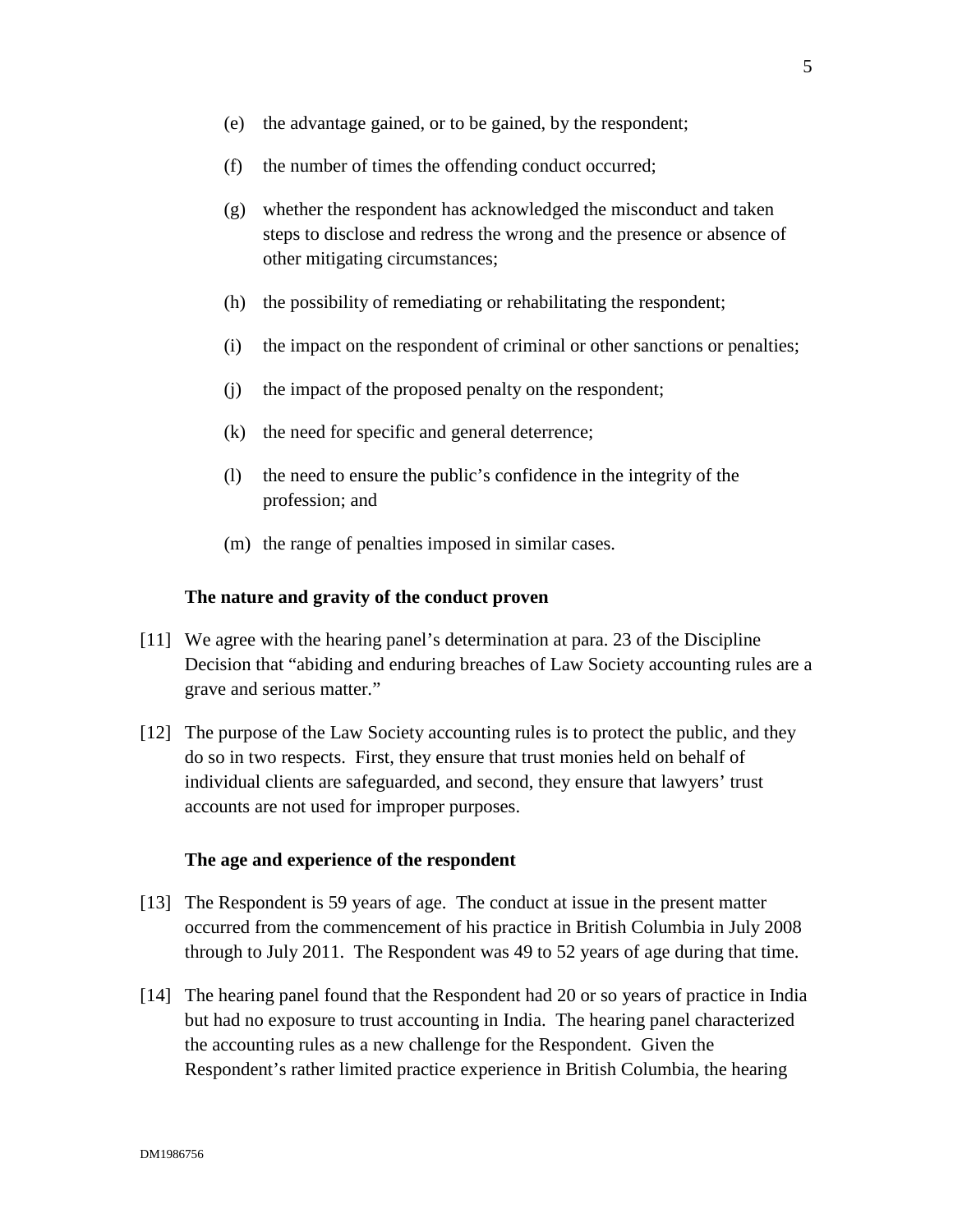(e) the advantage gained, or to be gained, by the respondent;

(f) the number of times the offending conduct occurred;

(g) whether the respondent has acknowledged the misconduct and taken steps to disclose and redress the wrong and the presence or absence of other mitigating circumstances;

(h) the possibility of remediating or rehabilitating the respondent;

(i) the impact on the respondent of criminal or other sanctions or penalties;

(j) the impact of the proposed penalty on the respondent;

(k) the need for specific and general deterrence;

(l) the need to ensure the public's confidence in the integrity of the profession; and

(m) the range of penalties imposed in similar cases.

**The nature and gravity of the conduct proven**

[11] We agree with the hearing panel's determination at para. 23 of the Discipline Decision that "abiding and enduring breaches of Law Society accounting rules are a grave and serious matter."

[12] The purpose of the Law Society accounting rules is to protect the public, and they do so in two respects. First, they ensure that trust monies held on behalf of individual clients are safeguarded, and second, they ensure that lawyers' trust accounts are not used for improper purposes.

**The age and experience of the respondent**

[13] The Respondent is 59 years of age. The conduct at issue in the present matter occurred from the commencement of his practice in British Columbia in July 2008 through to July 2011. The Respondent was 49 to 52 years of age during that time.

[14] The hearing panel found that the Respondent had 20 or so years of practice in India but had no exposure to trust accounting in India. The hearing panel characterized the accounting rules as a new challenge for the Respondent. Given the Respondent's rather limited practice experience in British Columbia, the hearing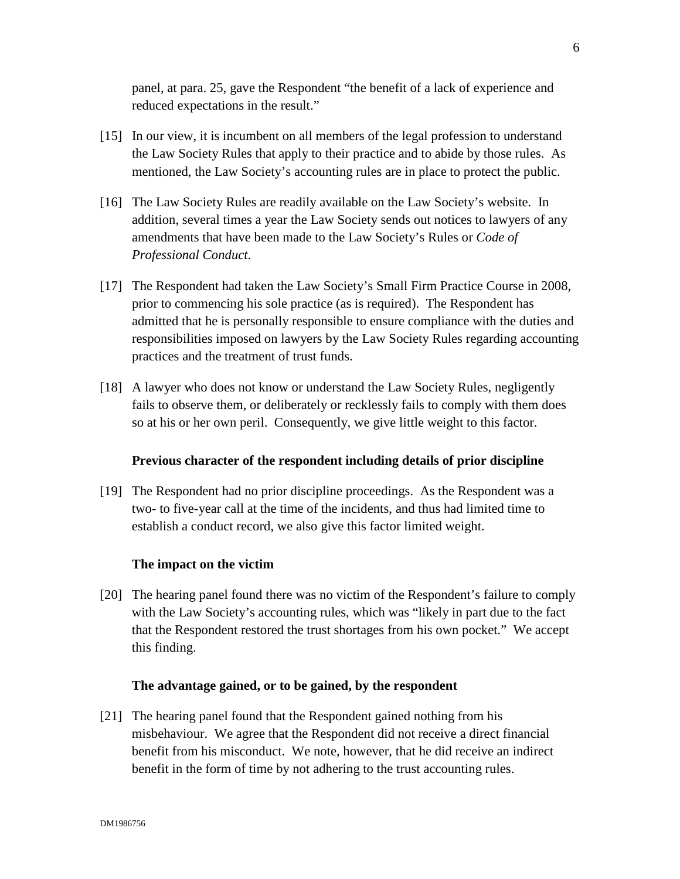panel, at para. 25, gave the Respondent "the benefit of a lack of experience and reduced expectations in the result."

[15] In our view, it is incumbent on all members of the legal profession to understand the Law Society Rules that apply to their practice and to abide by those rules. As mentioned, the Law Society's accounting rules are in place to protect the public.

[16] The Law Society Rules are readily available on the Law Society's website. In addition, several times a year the Law Society sends out notices to lawyers of any amendments that have been made to the Law Society's Rules or *Code of Professional Conduct*.

[17] The Respondent had taken the Law Society's Small Firm Practice Course in 2008, prior to commencing his sole practice (as is required). The Respondent has admitted that he is personally responsible to ensure compliance with the duties and responsibilities imposed on lawyers by the Law Society Rules regarding accounting practices and the treatment of trust funds.

[18] A lawyer who does not know or understand the Law Society Rules, negligently fails to observe them, or deliberately or recklessly fails to comply with them does so at his or her own peril. Consequently, we give little weight to this factor.

**Previous character of the respondent including details of prior discipline**

[19] The Respondent had no prior discipline proceedings. As the Respondent was a two- to five-year call at the time of the incidents, and thus had limited time to establish a conduct record, we also give this factor limited weight.

**The impact on the victim**

[20] The hearing panel found there was no victim of the Respondent's failure to comply with the Law Society's accounting rules, which was "likely in part due to the fact that the Respondent restored the trust shortages from his own pocket." We accept this finding.

**The advantage gained, or to be gained, by the respondent**

[21] The hearing panel found that the Respondent gained nothing from his misbehaviour. We agree that the Respondent did not receive a direct financial benefit from his misconduct. We note, however, that he did receive an indirect benefit in the form of time by not adhering to the trust accounting rules.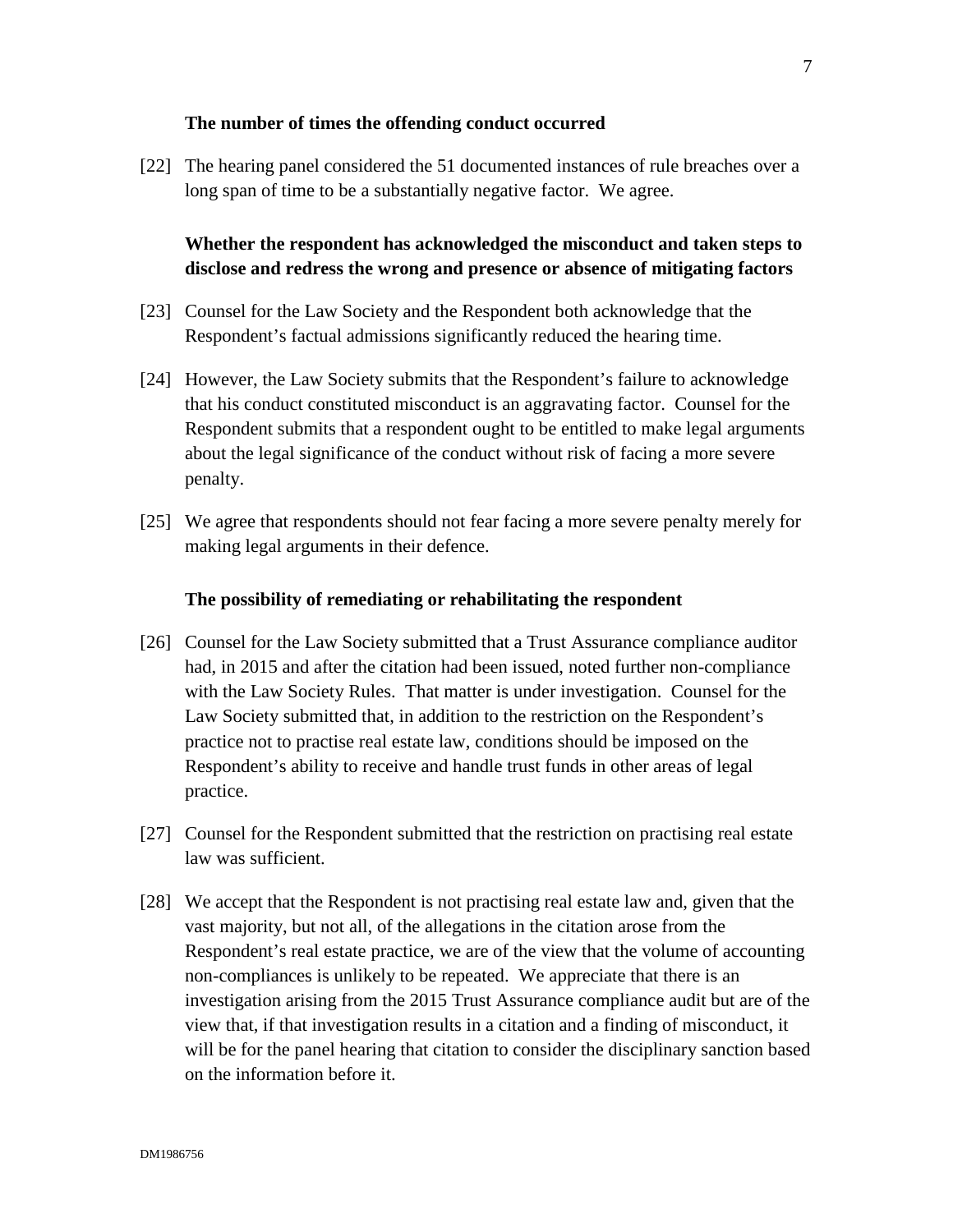**The number of times the offending conduct occurred**

[22] The hearing panel considered the 51 documented instances of rule breaches over a long span of time to be a substantially negative factor. We agree.

**Whether the respondent has acknowledged the misconduct and taken steps to disclose and redress the wrong and presence or absence of mitigating factors**

[23] Counsel for the Law Society and the Respondent both acknowledge that the Respondent's factual admissions significantly reduced the hearing time.

[24] However, the Law Society submits that the Respondent's failure to acknowledge that his conduct constituted misconduct is an aggravating factor. Counsel for the Respondent submits that a respondent ought to be entitled to make legal arguments about the legal significance of the conduct without risk of facing a more severe penalty.

[25] We agree that respondents should not fear facing a more severe penalty merely for making legal arguments in their defence.

**The possibility of remediating or rehabilitating the respondent**

[26] Counsel for the Law Society submitted that a Trust Assurance compliance auditor had, in 2015 and after the citation had been issued, noted further non-compliance with the Law Society Rules. That matter is under investigation. Counsel for the Law Society submitted that, in addition to the restriction on the Respondent's practice not to practise real estate law, conditions should be imposed on the Respondent's ability to receive and handle trust funds in other areas of legal practice.

[27] Counsel for the Respondent submitted that the restriction on practising real estate law was sufficient.

[28] We accept that the Respondent is not practising real estate law and, given that the vast majority, but not all, of the allegations in the citation arose from the Respondent's real estate practice, we are of the view that the volume of accounting non-compliances is unlikely to be repeated. We appreciate that there is an investigation arising from the 2015 Trust Assurance compliance audit but are of the view that, if that investigation results in a citation and a finding of misconduct, it will be for the panel hearing that citation to consider the disciplinary sanction based on the information before it.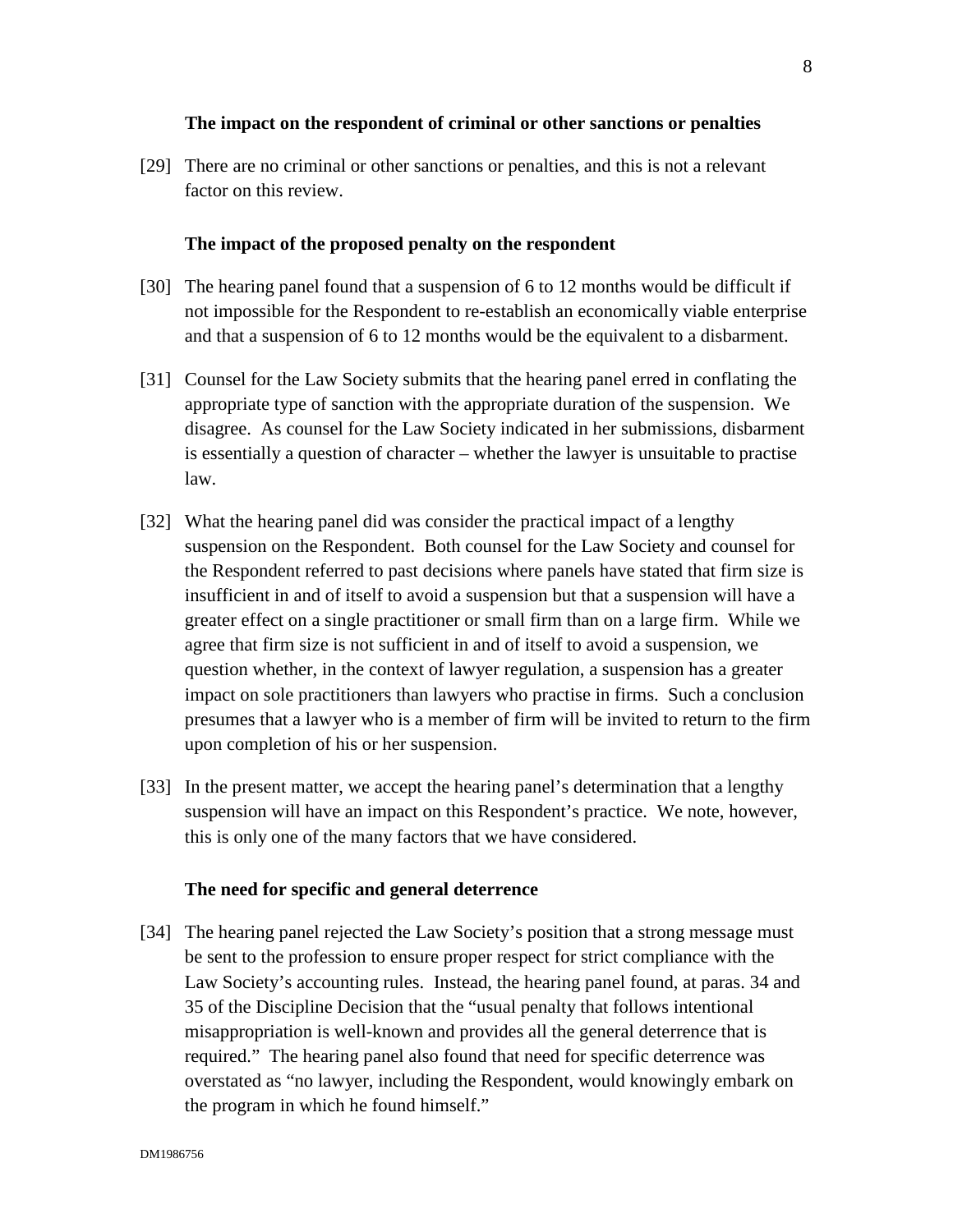### The impact on the respondent of criminal or other sanctions or penalties

[29] There are no criminal or other sanctions or penalties, and this is not a relevant factor on this review.

### The impact of the proposed penalty on the respondent

[30] The hearing panel found that a suspension of 6 to 12 months would be difficult if not impossible for the Respondent to re-establish an economically viable enterprise and that a suspension of 6 to 12 months would be the equivalent to a disbarment.

[31] Counsel for the Law Society submits that the hearing panel erred in conflating the appropriate type of sanction with the appropriate duration of the suspension. We disagree. As counsel for the Law Society indicated in her submissions, disbarment is essentially a question of character – whether the lawyer is unsuitable to practise law.

[32] What the hearing panel did was consider the practical impact of a lengthy suspension on the Respondent. Both counsel for the Law Society and counsel for the Respondent referred to past decisions where panels have stated that firm size is insufficient in and of itself to avoid a suspension but that a suspension will have a greater effect on a single practitioner or small firm than on a large firm. While we agree that firm size is not sufficient in and of itself to avoid a suspension, we question whether, in the context of lawyer regulation, a suspension has a greater impact on sole practitioners than lawyers who practise in firms. Such a conclusion presumes that a lawyer who is a member of firm will be invited to return to the firm upon completion of his or her suspension.

[33] In the present matter, we accept the hearing panel's determination that a lengthy suspension will have an impact on this Respondent's practice. We note, however, this is only one of the many factors that we have considered.

### The need for specific and general deterrence

[34] The hearing panel rejected the Law Society's position that a strong message must be sent to the profession to ensure proper respect for strict compliance with the Law Society's accounting rules. Instead, the hearing panel found, at paras. 34 and 35 of the Discipline Decision that the "usual penalty that follows intentional misappropriation is well-known and provides all the general deterrence that is required." The hearing panel also found that need for specific deterrence was overstated as "no lawyer, including the Respondent, would knowingly embark on the program in which he found himself."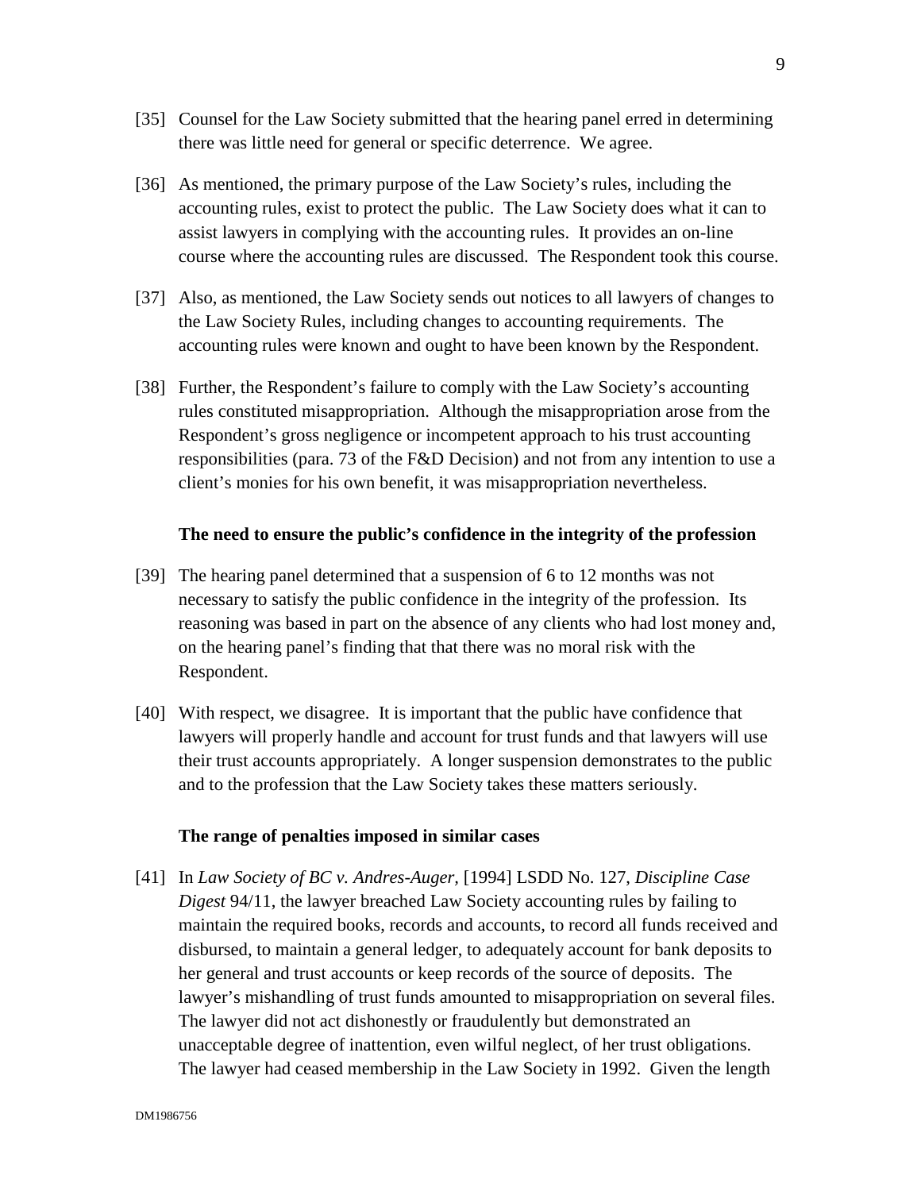[35] Counsel for the Law Society submitted that the hearing panel erred in determining there was little need for general or specific deterrence. We agree.

[36] As mentioned, the primary purpose of the Law Society's rules, including the accounting rules, exist to protect the public. The Law Society does what it can to assist lawyers in complying with the accounting rules. It provides an on-line course where the accounting rules are discussed. The Respondent took this course.

[37] Also, as mentioned, the Law Society sends out notices to all lawyers of changes to the Law Society Rules, including changes to accounting requirements. The accounting rules were known and ought to have been known by the Respondent.

[38] Further, the Respondent's failure to comply with the Law Society's accounting rules constituted misappropriation. Although the misappropriation arose from the Respondent's gross negligence or incompetent approach to his trust accounting responsibilities (para. 73 of the F&D Decision) and not from any intention to use a client's monies for his own benefit, it was misappropriation nevertheless.

**The need to ensure the public's confidence in the integrity of the profession**

[39] The hearing panel determined that a suspension of 6 to 12 months was not necessary to satisfy the public confidence in the integrity of the profession. Its reasoning was based in part on the absence of any clients who had lost money and, on the hearing panel's finding that that there was no moral risk with the Respondent.

[40] With respect, we disagree. It is important that the public have confidence that lawyers will properly handle and account for trust funds and that lawyers will use their trust accounts appropriately. A longer suspension demonstrates to the public and to the profession that the Law Society takes these matters seriously.

**The range of penalties imposed in similar cases**

[41] In *Law Society of BC v. Andres-Auger*, [1994] LSDD No. 127, *Discipline Case Digest* 94/11, the lawyer breached Law Society accounting rules by failing to maintain the required books, records and accounts, to record all funds received and disbursed, to maintain a general ledger, to adequately account for bank deposits to her general and trust accounts or keep records of the source of deposits. The lawyer's mishandling of trust funds amounted to misappropriation on several files. The lawyer did not act dishonestly or fraudulently but demonstrated an unacceptable degree of inattention, even wilful neglect, of her trust obligations. The lawyer had ceased membership in the Law Society in 1992. Given the length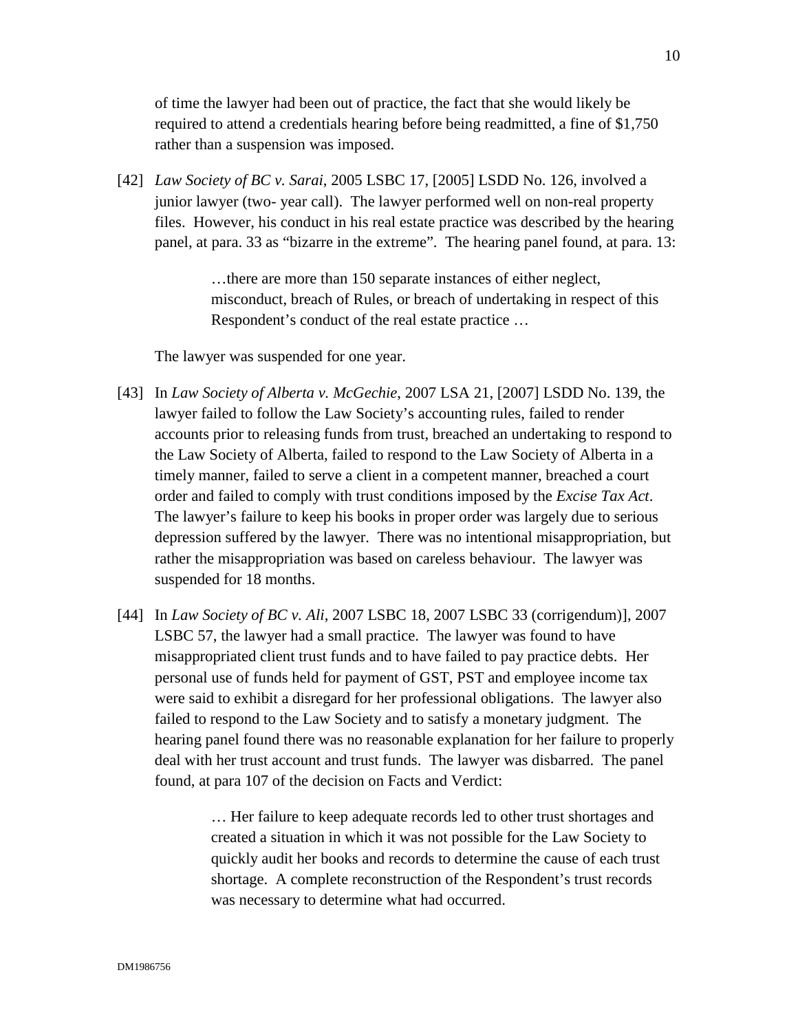of time the lawyer had been out of practice, the fact that she would likely be required to attend a credentials hearing before being readmitted, a fine of $1,750 rather than a suspension was imposed.

[42] *Law Society of BC v. Sarai*, 2005 LSBC 17, [2005] LSDD No. 126, involved a junior lawyer (two- year call). The lawyer performed well on non-real property files. However, his conduct in his real estate practice was described by the hearing panel, at para. 33 as "bizarre in the extreme". The hearing panel found, at para. 13:

> …there are more than 150 separate instances of either neglect, misconduct, breach of Rules, or breach of undertaking in respect of this Respondent's conduct of the real estate practice …

The lawyer was suspended for one year.

[43] In *Law Society of Alberta v. McGechie*, 2007 LSA 21, [2007] LSDD No. 139, the lawyer failed to follow the Law Society's accounting rules, failed to render accounts prior to releasing funds from trust, breached an undertaking to respond to the Law Society of Alberta, failed to respond to the Law Society of Alberta in a timely manner, failed to serve a client in a competent manner, breached a court order and failed to comply with trust conditions imposed by the *Excise Tax Act*. The lawyer's failure to keep his books in proper order was largely due to serious depression suffered by the lawyer. There was no intentional misappropriation, but rather the misappropriation was based on careless behaviour. The lawyer was suspended for 18 months.

[44] In *Law Society of BC v. Ali*, 2007 LSBC 18, 2007 LSBC 33 (corrigendum)], 2007 LSBC 57, the lawyer had a small practice. The lawyer was found to have misappropriated client trust funds and to have failed to pay practice debts. Her personal use of funds held for payment of GST, PST and employee income tax were said to exhibit a disregard for her professional obligations. The lawyer also failed to respond to the Law Society and to satisfy a monetary judgment. The hearing panel found there was no reasonable explanation for her failure to properly deal with her trust account and trust funds. The lawyer was disbarred. The panel found, at para 107 of the decision on Facts and Verdict:

> … Her failure to keep adequate records led to other trust shortages and created a situation in which it was not possible for the Law Society to quickly audit her books and records to determine the cause of each trust shortage. A complete reconstruction of the Respondent's trust records was necessary to determine what had occurred.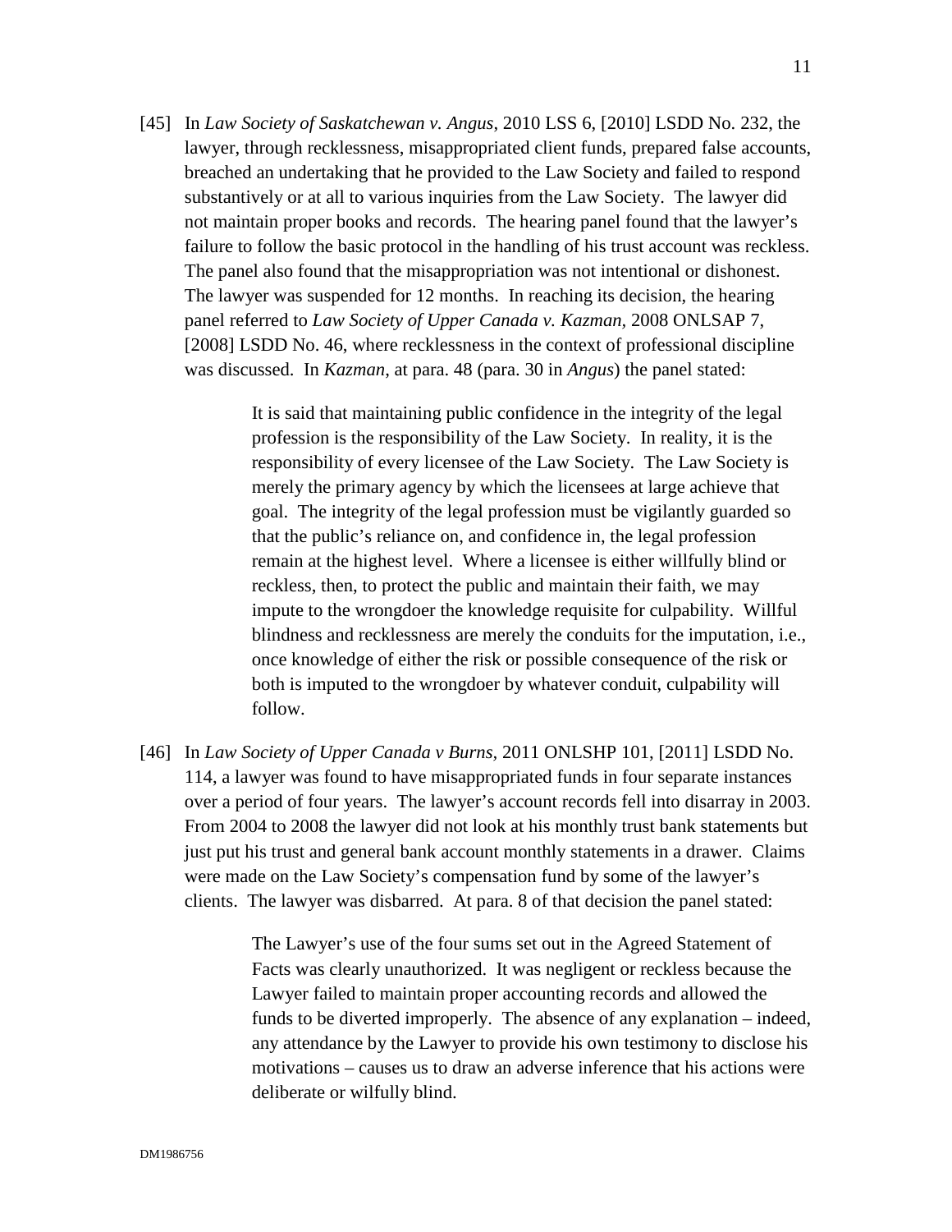[45] In *Law Society of Saskatchewan v. Angus*, 2010 LSS 6, [2010] LSDD No. 232, the lawyer, through recklessness, misappropriated client funds, prepared false accounts, breached an undertaking that he provided to the Law Society and failed to respond substantively or at all to various inquiries from the Law Society. The lawyer did not maintain proper books and records. The hearing panel found that the lawyer's failure to follow the basic protocol in the handling of his trust account was reckless. The panel also found that the misappropriation was not intentional or dishonest. The lawyer was suspended for 12 months. In reaching its decision, the hearing panel referred to *Law Society of Upper Canada v. Kazman*, 2008 ONLSAP 7, [2008] LSDD No. 46, where recklessness in the context of professional discipline was discussed. In *Kazman*, at para. 48 (para. 30 in *Angus*) the panel stated:

> It is said that maintaining public confidence in the integrity of the legal profession is the responsibility of the Law Society. In reality, it is the responsibility of every licensee of the Law Society. The Law Society is merely the primary agency by which the licensees at large achieve that goal. The integrity of the legal profession must be vigilantly guarded so that the public's reliance on, and confidence in, the legal profession remain at the highest level. Where a licensee is either willfully blind or reckless, then, to protect the public and maintain their faith, we may impute to the wrongdoer the knowledge requisite for culpability. Willful blindness and recklessness are merely the conduits for the imputation, i.e., once knowledge of either the risk or possible consequence of the risk or both is imputed to the wrongdoer by whatever conduit, culpability will follow.

[46] In *Law Society of Upper Canada v Burns*, 2011 ONLSHP 101, [2011] LSDD No. 114, a lawyer was found to have misappropriated funds in four separate instances over a period of four years. The lawyer's account records fell into disarray in 2003. From 2004 to 2008 the lawyer did not look at his monthly trust bank statements but just put his trust and general bank account monthly statements in a drawer. Claims were made on the Law Society's compensation fund by some of the lawyer's clients. The lawyer was disbarred. At para. 8 of that decision the panel stated:

> The Lawyer's use of the four sums set out in the Agreed Statement of Facts was clearly unauthorized. It was negligent or reckless because the Lawyer failed to maintain proper accounting records and allowed the funds to be diverted improperly. The absence of any explanation – indeed, any attendance by the Lawyer to provide his own testimony to disclose his motivations – causes us to draw an adverse inference that his actions were deliberate or wilfully blind.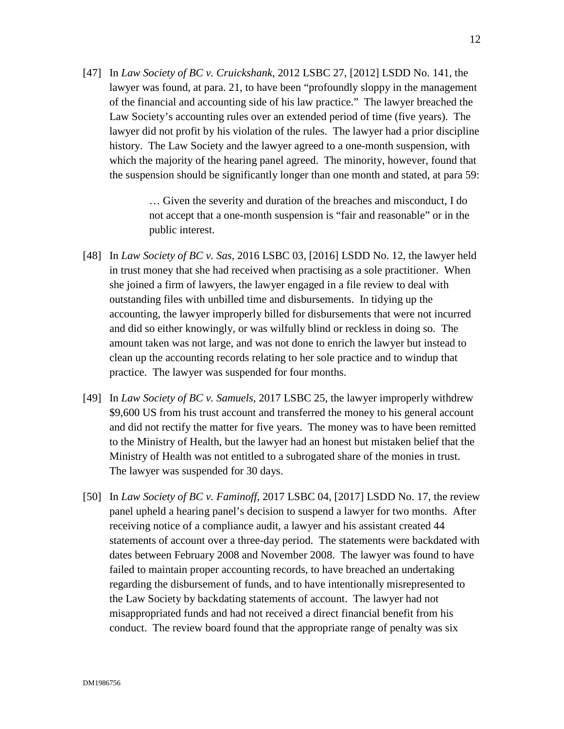[47] In *Law Society of BC v. Cruickshank*, 2012 LSBC 27, [2012] LSDD No. 141, the lawyer was found, at para. 21, to have been "profoundly sloppy in the management of the financial and accounting side of his law practice." The lawyer breached the Law Society's accounting rules over an extended period of time (five years). The lawyer did not profit by his violation of the rules. The lawyer had a prior discipline history. The Law Society and the lawyer agreed to a one-month suspension, with which the majority of the hearing panel agreed. The minority, however, found that the suspension should be significantly longer than one month and stated, at para 59:

> … Given the severity and duration of the breaches and misconduct, I do not accept that a one-month suspension is "fair and reasonable" or in the public interest.

[48] In *Law Society of BC v. Sas*, 2016 LSBC 03, [2016] LSDD No. 12, the lawyer held in trust money that she had received when practising as a sole practitioner. When she joined a firm of lawyers, the lawyer engaged in a file review to deal with outstanding files with unbilled time and disbursements. In tidying up the accounting, the lawyer improperly billed for disbursements that were not incurred and did so either knowingly, or was wilfully blind or reckless in doing so. The amount taken was not large, and was not done to enrich the lawyer but instead to clean up the accounting records relating to her sole practice and to windup that practice. The lawyer was suspended for four months.

[49] In *Law Society of BC v. Samuels*, 2017 LSBC 25, the lawyer improperly withdrew $9,600 US from his trust account and transferred the money to his general account and did not rectify the matter for five years. The money was to have been remitted to the Ministry of Health, but the lawyer had an honest but mistaken belief that the Ministry of Health was not entitled to a subrogated share of the monies in trust. The lawyer was suspended for 30 days.

[50] In *Law Society of BC v. Faminoff*, 2017 LSBC 04, [2017] LSDD No. 17, the review panel upheld a hearing panel's decision to suspend a lawyer for two months. After receiving notice of a compliance audit, a lawyer and his assistant created 44 statements of account over a three-day period. The statements were backdated with dates between February 2008 and November 2008. The lawyer was found to have failed to maintain proper accounting records, to have breached an undertaking regarding the disbursement of funds, and to have intentionally misrepresented to the Law Society by backdating statements of account. The lawyer had not misappropriated funds and had not received a direct financial benefit from his conduct. The review board found that the appropriate range of penalty was six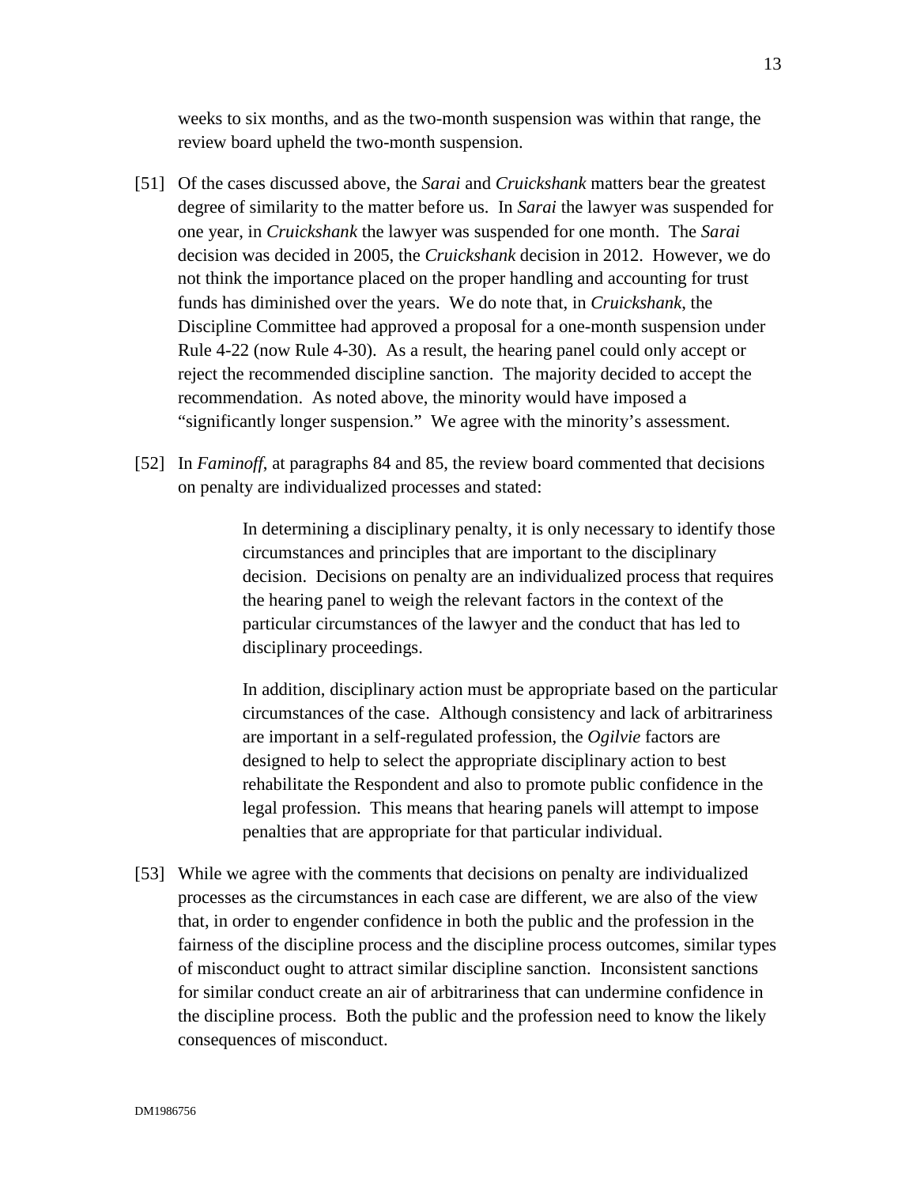weeks to six months, and as the two-month suspension was within that range, the review board upheld the two-month suspension.

[51] Of the cases discussed above, the *Sarai* and *Cruickshank* matters bear the greatest degree of similarity to the matter before us. In *Sarai* the lawyer was suspended for one year, in *Cruickshank* the lawyer was suspended for one month. The *Sarai* decision was decided in 2005, the *Cruickshank* decision in 2012. However, we do not think the importance placed on the proper handling and accounting for trust funds has diminished over the years. We do note that, in *Cruickshank*, the Discipline Committee had approved a proposal for a one-month suspension under Rule 4-22 (now Rule 4-30). As a result, the hearing panel could only accept or reject the recommended discipline sanction. The majority decided to accept the recommendation. As noted above, the minority would have imposed a "significantly longer suspension." We agree with the minority's assessment.

[52] In *Faminoff*, at paragraphs 84 and 85, the review board commented that decisions on penalty are individualized processes and stated:

> In determining a disciplinary penalty, it is only necessary to identify those circumstances and principles that are important to the disciplinary decision. Decisions on penalty are an individualized process that requires the hearing panel to weigh the relevant factors in the context of the particular circumstances of the lawyer and the conduct that has led to disciplinary proceedings.
>
> In addition, disciplinary action must be appropriate based on the particular circumstances of the case. Although consistency and lack of arbitrariness are important in a self-regulated profession, the *Ogilvie* factors are designed to help to select the appropriate disciplinary action to best rehabilitate the Respondent and also to promote public confidence in the legal profession. This means that hearing panels will attempt to impose penalties that are appropriate for that particular individual.

[53] While we agree with the comments that decisions on penalty are individualized processes as the circumstances in each case are different, we are also of the view that, in order to engender confidence in both the public and the profession in the fairness of the discipline process and the discipline process outcomes, similar types of misconduct ought to attract similar discipline sanction. Inconsistent sanctions for similar conduct create an air of arbitrariness that can undermine confidence in the discipline process. Both the public and the profession need to know the likely consequences of misconduct.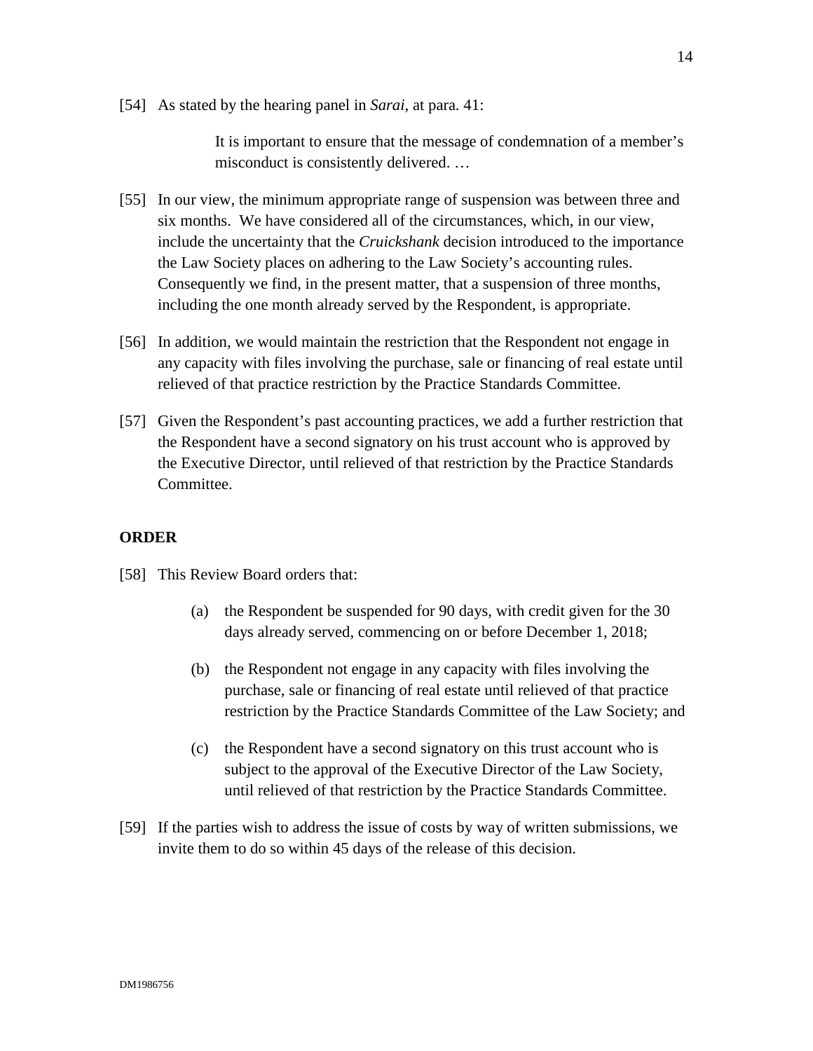[54] As stated by the hearing panel in *Sarai*, at para. 41:

> It is important to ensure that the message of condemnation of a member's misconduct is consistently delivered. …

[55] In our view, the minimum appropriate range of suspension was between three and six months. We have considered all of the circumstances, which, in our view, include the uncertainty that the *Cruickshank* decision introduced to the importance the Law Society places on adhering to the Law Society's accounting rules. Consequently we find, in the present matter, that a suspension of three months, including the one month already served by the Respondent, is appropriate.

[56] In addition, we would maintain the restriction that the Respondent not engage in any capacity with files involving the purchase, sale or financing of real estate until relieved of that practice restriction by the Practice Standards Committee.

[57] Given the Respondent's past accounting practices, we add a further restriction that the Respondent have a second signatory on his trust account who is approved by the Executive Director, until relieved of that restriction by the Practice Standards Committee.

## ORDER

[58] This Review Board orders that:

(a) the Respondent be suspended for 90 days, with credit given for the 30 days already served, commencing on or before December 1, 2018;

(b) the Respondent not engage in any capacity with files involving the purchase, sale or financing of real estate until relieved of that practice restriction by the Practice Standards Committee of the Law Society; and

(c) the Respondent have a second signatory on this trust account who is subject to the approval of the Executive Director of the Law Society, until relieved of that restriction by the Practice Standards Committee.

[59] If the parties wish to address the issue of costs by way of written submissions, we invite them to do so within 45 days of the release of this decision.

DM1986756